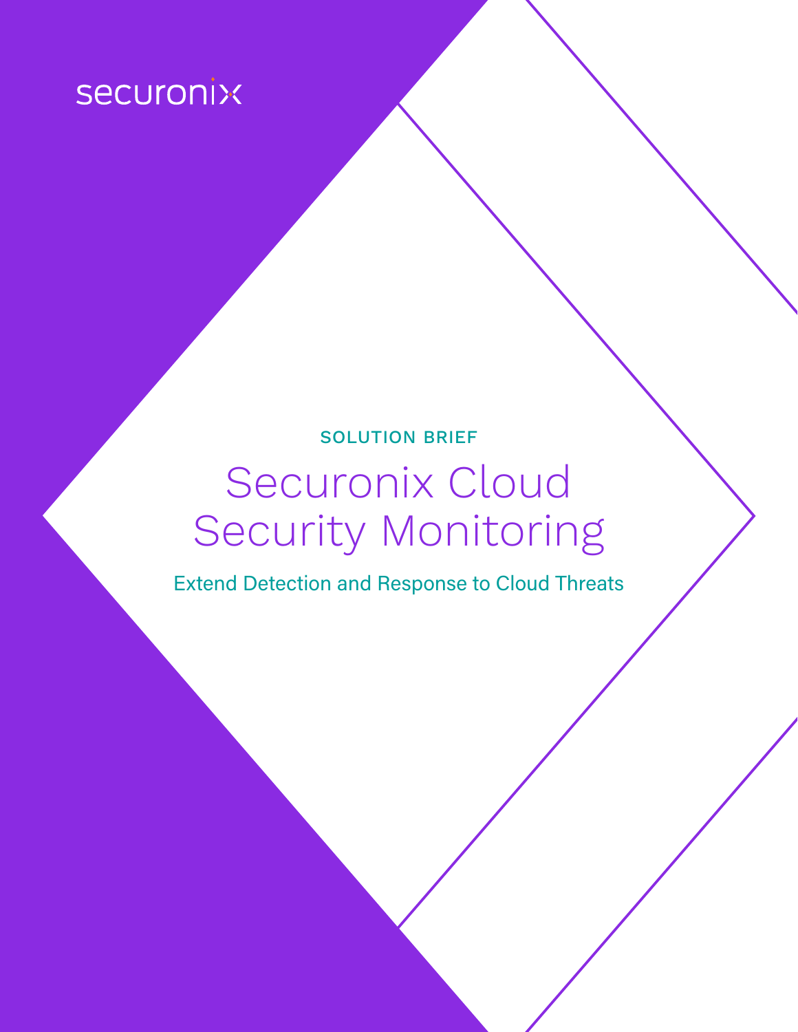securonix

SOLUTION BRIEF

# Securonix Cloud Security Monitoring

Extend Detection and Response to Cloud Threats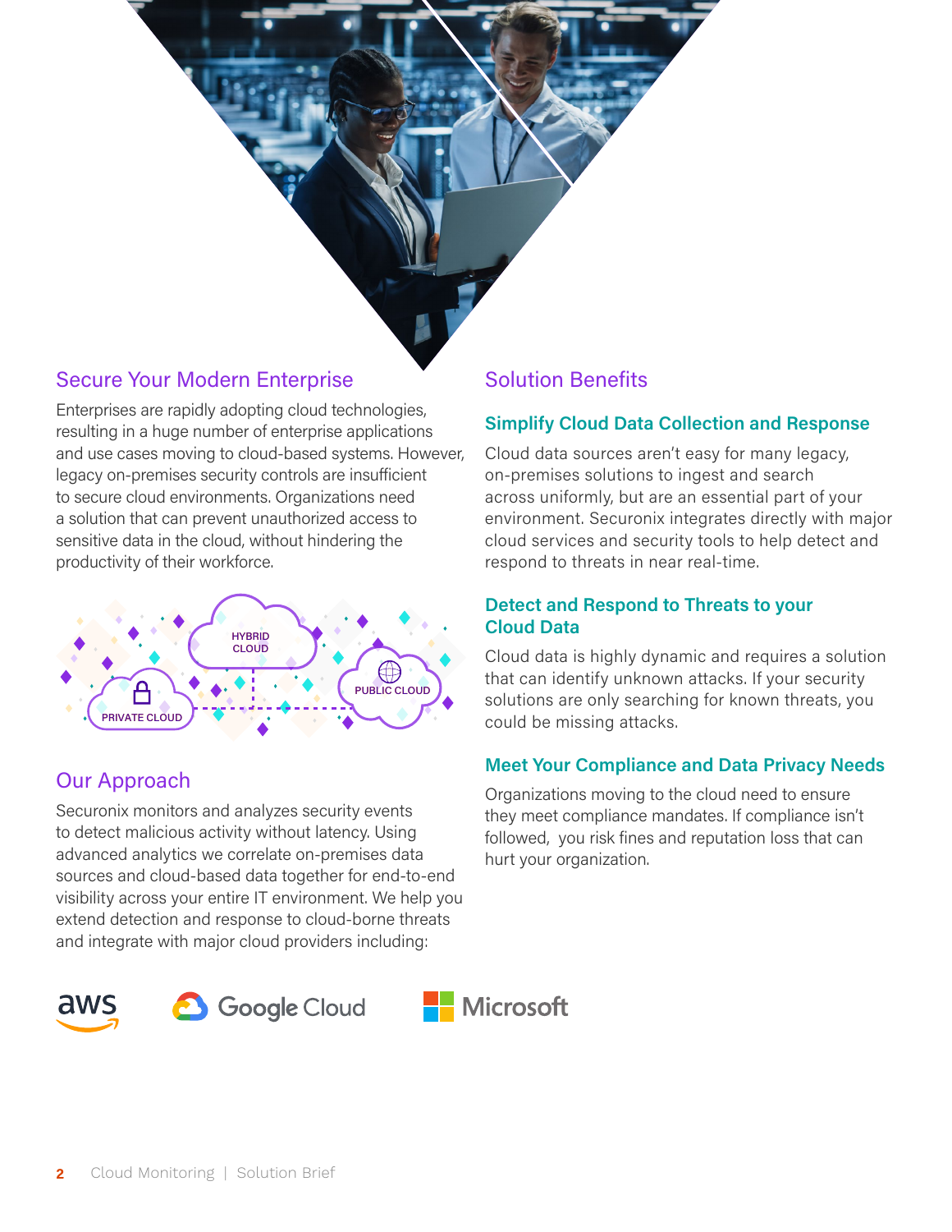## Secure Your Modern Enterprise

Enterprises are rapidly adopting cloud technologies, resulting in a huge number of enterprise applications and use cases moving to cloud-based systems. However, legacy on-premises security controls are insufficient to secure cloud environments. Organizations need a solution that can prevent unauthorized access to sensitive data in the cloud, without hindering the productivity of their workforce.

## Our Approach

Securonix monitors and analyzes security events to detect malicious activity without latency. Using advanced analytics we correlate on-premises data sources and cloud-based data together for end-to-end visibility across your entire IT environment. We help you extend detection and response to cloud-borne threats and integrate with major cloud providers including:

- aws
- Google Cloud
- Microsoft

## Solution Benefits

### Simplify Cloud Data Collection and Response

Cloud data sources aren't easy for many legacy, on-premises solutions to ingest and search across uniformly, but are an essential part of your environment. Securonix integrates directly with major cloud services and security tools to help detect and respond to threats in near real-time.

### Detect and Respond to Threats to your Cloud Data

Cloud data is highly dynamic and requires a solution that can identify unknown attacks. If your security solutions are only searching for known threats, you could be missing attacks.

### Meet Your Compliance and Data Privacy Needs

Organizations moving to the cloud need to ensure they meet compliance mandates. If compliance isn't followed, you risk fines and reputation loss that can hurt your organization.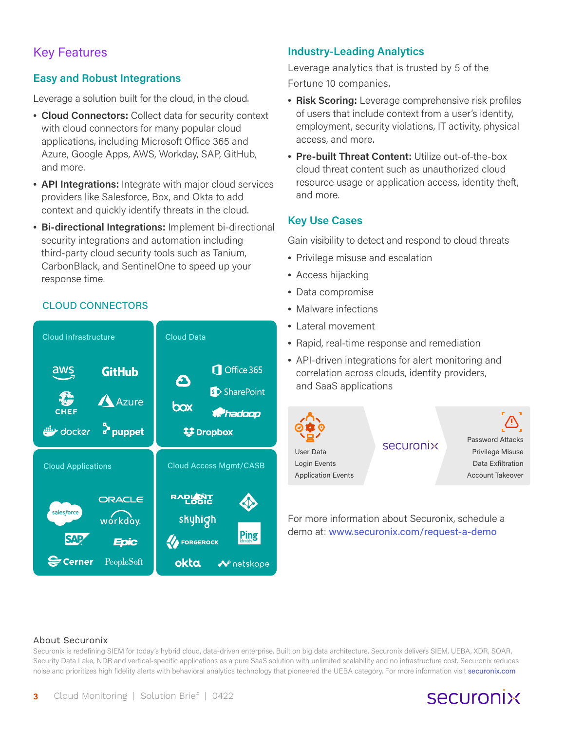## Key Features

### Easy and Robust Integrations

Leverage a solution built for the cloud, in the cloud.

- **Cloud Connectors:** Collect data for security context with cloud connectors for many popular cloud applications, including Microsoft Office 365 and Azure, Google Apps, AWS, Workday, SAP, GitHub, and more.
- **API Integrations:** Integrate with major cloud services providers like Salesforce, Box, and Okta to add context and quickly identify threats in the cloud.
- **Bi-directional Integrations:** Implement bi-directional security integrations and automation including third-party cloud security tools such as Tanium, CarbonBlack, and SentinelOne to speed up your response time.

### CLOUD CONNECTORS

**Cloud Infrastructure**
aws, GitHub, CHEF, Azure, docker, puppet

**Cloud Data**
Office 365, SharePoint, box, hadoop, Dropbox

**Cloud Applications**
salesforce, ORACLE, workday, SAP, Epic, Cerner, PeopleSoft

**Cloud Access Mgmt/CASB**
RADIANT LOGIC, skyhigh, FORGEROCK, Ping Identity, okta, netskope

### Industry-Leading Analytics

Leverage analytics that is trusted by 5 of the Fortune 10 companies.

- **Risk Scoring:** Leverage comprehensive risk profiles of users that include context from a user's identity, employment, security violations, IT activity, physical access, and more.
- **Pre-built Threat Content:** Utilize out-of-the-box cloud threat content such as unauthorized cloud resource usage or application access, identity theft, and more.

### Key Use Cases

Gain visibility to detect and respond to cloud threats

- Privilege misuse and escalation
- Access hijacking
- Data compromise
- Malware infections
- Lateral movement
- Rapid, real-time response and remediation
- API-driven integrations for alert monitoring and correlation across clouds, identity providers, and SaaS applications

User Data
Login Events
Application Events

securonix

Password Attacks
Privilege Misuse
Data Exfiltration
Account Takeover

For more information about Securonix, schedule a demo at: www.securonix.com/request-a-demo

#### About Securonix

Securonix is redefining SIEM for today's hybrid cloud, data-driven enterprise. Built on big data architecture, Securonix delivers SIEM, UEBA, XDR, SOAR, Security Data Lake, NDR and vertical-specific applications as a pure SaaS solution with unlimited scalability and no infrastructure cost. Securonix reduces noise and prioritizes high fidelity alerts with behavioral analytics technology that pioneered the UEBA category. For more information visit securonix.com